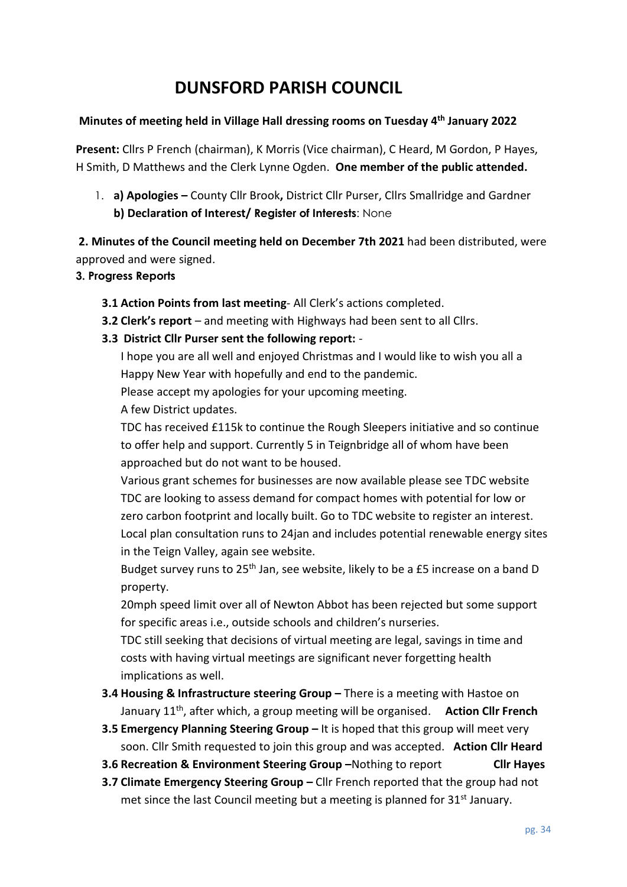# DUNSFORD PARISH COUNCIL

**Minutes of meeting held in Village Hall dressing rooms on Tuesday 4th January 2022**

**Present:** Cllrs P French (chairman), K Morris (Vice chairman), C Heard, M Gordon, P Hayes, H Smith, D Matthews and the Clerk Lynne Ogden. **One member of the public attended.**

1. **a) Apologies –** County Cllr Brook**,** District Cllr Purser, Cllrs Smallridge and Gardner
   **b) Declaration of Interest/ Register of Interests**: None

**2. Minutes of the Council meeting held on December 7th 2021** had been distributed, were approved and were signed.

**3. Progress Reports**

- **3.1 Action Points from last meeting**- All Clerk's actions completed.
- **3.2 Clerk's report** – and meeting with Highways had been sent to all Cllrs.
- **3.3 District Cllr Purser sent the following report:** -

  I hope you are all well and enjoyed Christmas and I would like to wish you all a Happy New Year with hopefully and end to the pandemic.

  Please accept my apologies for your upcoming meeting.

  A few District updates.

  TDC has received £115k to continue the Rough Sleepers initiative and so continue to offer help and support. Currently 5 in Teignbridge all of whom have been approached but do not want to be housed.

  Various grant schemes for businesses are now available please see TDC website

  TDC are looking to assess demand for compact homes with potential for low or zero carbon footprint and locally built. Go to TDC website to register an interest.

  Local plan consultation runs to 24jan and includes potential renewable energy sites in the Teign Valley, again see website.

  Budget survey runs to 25th Jan, see website, likely to be a £5 increase on a band D property.

  20mph speed limit over all of Newton Abbot has been rejected but some support for specific areas i.e., outside schools and children's nurseries.

  TDC still seeking that decisions of virtual meeting are legal, savings in time and costs with having virtual meetings are significant never forgetting health implications as well.

- **3.4 Housing & Infrastructure steering Group –** There is a meeting with Hastoe on January 11th, after which, a group meeting will be organised. **Action Cllr French**
- **3.5 Emergency Planning Steering Group –** It is hoped that this group will meet very soon. Cllr Smith requested to join this group and was accepted. **Action Cllr Heard**
- **3.6 Recreation & Environment Steering Group –**Nothing to report **Cllr Hayes**
- **3.7 Climate Emergency Steering Group –** Cllr French reported that the group had not met since the last Council meeting but a meeting is planned for 31st January.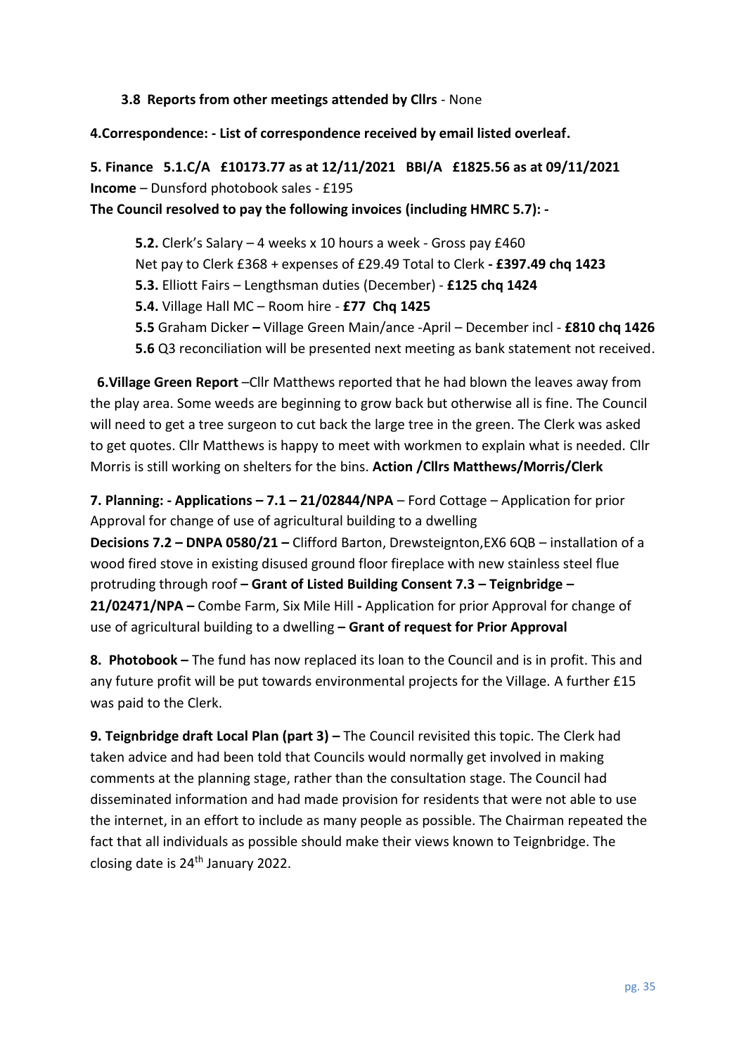**3.8 Reports from other meetings attended by Cllrs** - None

**4.Correspondence: - List of correspondence received by email listed overleaf.**

**5. Finance 5.1.C/A £10173.77 as at 12/11/2021 BBI/A £1825.56 as at 09/11/2021**
**Income** – Dunsford photobook sales - £195
**The Council resolved to pay the following invoices (including HMRC 5.7): -**

**5.2.** Clerk's Salary – 4 weeks x 10 hours a week - Gross pay £460
Net pay to Clerk £368 + expenses of £29.49 Total to Clerk **- £397.49 chq 1423**
**5.3.** Elliott Fairs – Lengthsman duties (December) - **£125 chq 1424**
**5.4.** Village Hall MC – Room hire - **£77 Chq 1425**
**5.5** Graham Dicker **–** Village Green Main/ance -April – December incl - **£810 chq 1426**
**5.6** Q3 reconciliation will be presented next meeting as bank statement not received.

**6.Village Green Report** –Cllr Matthews reported that he had blown the leaves away from the play area. Some weeds are beginning to grow back but otherwise all is fine. The Council will need to get a tree surgeon to cut back the large tree in the green. The Clerk was asked to get quotes. Cllr Matthews is happy to meet with workmen to explain what is needed. Cllr Morris is still working on shelters for the bins. **Action /Cllrs Matthews/Morris/Clerk**

**7. Planning: - Applications – 7.1 – 21/02844/NPA** – Ford Cottage – Application for prior Approval for change of use of agricultural building to a dwelling
**Decisions 7.2 – DNPA 0580/21 –** Clifford Barton, Drewsteignton,EX6 6QB – installation of a wood fired stove in existing disused ground floor fireplace with new stainless steel flue protruding through roof **– Grant of Listed Building Consent 7.3 – Teignbridge – 21/02471/NPA –** Combe Farm, Six Mile Hill **-** Application for prior Approval for change of use of agricultural building to a dwelling **– Grant of request for Prior Approval**

**8. Photobook –** The fund has now replaced its loan to the Council and is in profit. This and any future profit will be put towards environmental projects for the Village. A further £15 was paid to the Clerk.

**9. Teignbridge draft Local Plan (part 3) –** The Council revisited this topic. The Clerk had taken advice and had been told that Councils would normally get involved in making comments at the planning stage, rather than the consultation stage. The Council had disseminated information and had made provision for residents that were not able to use the internet, in an effort to include as many people as possible. The Chairman repeated the fact that all individuals as possible should make their views known to Teignbridge. The closing date is 24th January 2022.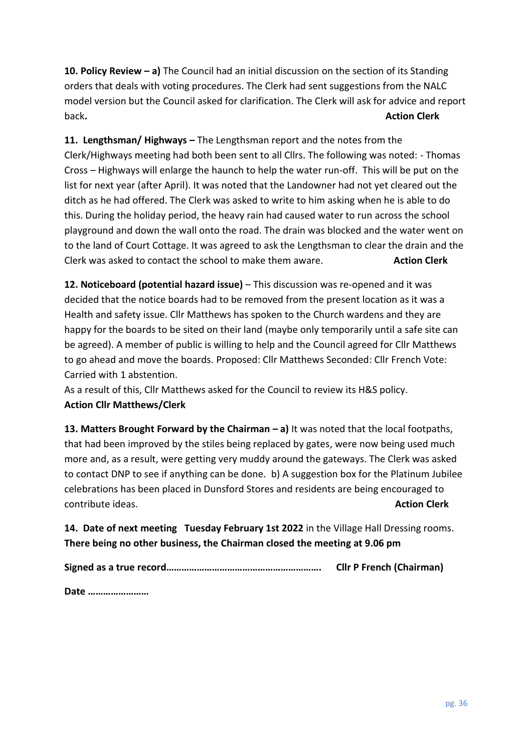**10. Policy Review – a)** The Council had an initial discussion on the section of its Standing orders that deals with voting procedures. The Clerk had sent suggestions from the NALC model version but the Council asked for clarification. The Clerk will ask for advice and report back**.** **Action Clerk**

**11. Lengthsman/ Highways –** The Lengthsman report and the notes from the Clerk/Highways meeting had both been sent to all Cllrs. The following was noted: - Thomas Cross – Highways will enlarge the haunch to help the water run-off. This will be put on the list for next year (after April). It was noted that the Landowner had not yet cleared out the ditch as he had offered. The Clerk was asked to write to him asking when he is able to do this. During the holiday period, the heavy rain had caused water to run across the school playground and down the wall onto the road. The drain was blocked and the water went on to the land of Court Cottage. It was agreed to ask the Lengthsman to clear the drain and the Clerk was asked to contact the school to make them aware. **Action Clerk**

**12. Noticeboard (potential hazard issue)** – This discussion was re-opened and it was decided that the notice boards had to be removed from the present location as it was a Health and safety issue. Cllr Matthews has spoken to the Church wardens and they are happy for the boards to be sited on their land (maybe only temporarily until a safe site can be agreed). A member of public is willing to help and the Council agreed for Cllr Matthews to go ahead and move the boards. Proposed: Cllr Matthews Seconded: Cllr French Vote: Carried with 1 abstention.

As a result of this, Cllr Matthews asked for the Council to review its H&S policy.
**Action Cllr Matthews/Clerk**

**13. Matters Brought Forward by the Chairman – a)** It was noted that the local footpaths, that had been improved by the stiles being replaced by gates, were now being used much more and, as a result, were getting very muddy around the gateways. The Clerk was asked to contact DNP to see if anything can be done. b) A suggestion box for the Platinum Jubilee celebrations has been placed in Dunsford Stores and residents are being encouraged to contribute ideas. **Action Clerk**

**14. Date of next meeting Tuesday February 1st 2022** in the Village Hall Dressing rooms.
**There being no other business, the Chairman closed the meeting at 9.06 pm**

**Signed as a true record……………………………………………………. Cllr P French (Chairman)**

**Date ……………………**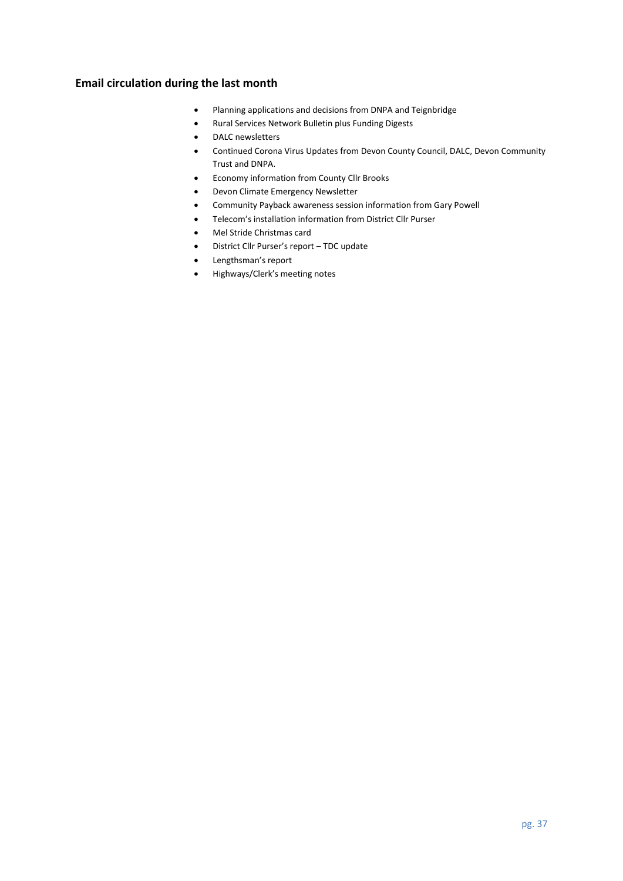## Email circulation during the last month

- Planning applications and decisions from DNPA and Teignbridge
- Rural Services Network Bulletin plus Funding Digests
- DALC newsletters
- Continued Corona Virus Updates from Devon County Council, DALC, Devon Community Trust and DNPA.
- Economy information from County Cllr Brooks
- Devon Climate Emergency Newsletter
- Community Payback awareness session information from Gary Powell
- Telecom's installation information from District Cllr Purser
- Mel Stride Christmas card
- District Cllr Purser's report – TDC update
- Lengthsman's report
- Highways/Clerk's meeting notes